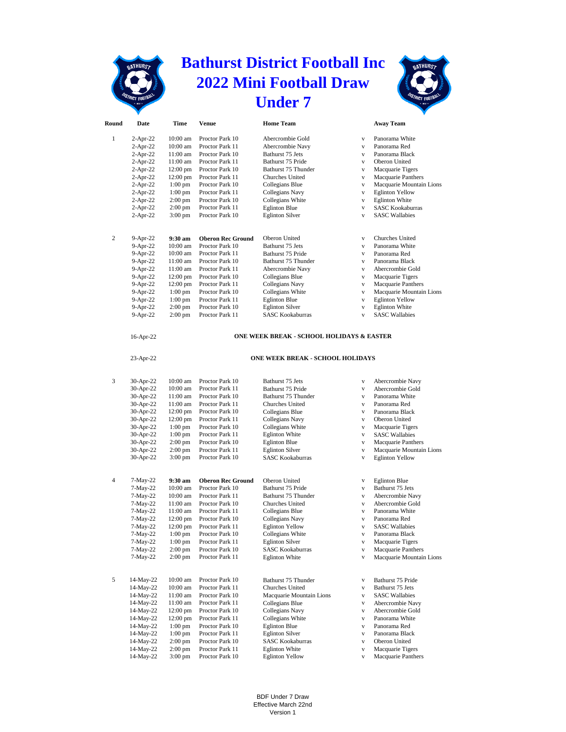# Bathurst District Football Inc
# 2022 Mini Football Draw
# Under 7

| Round | Date | Time | Venue | Home Team | | Away Team |
|---|---|---|---|---|---|---|
| 1 | 2-Apr-22 | 10:00 am | Proctor Park 10 | Abercrombie Gold | v | Panorama White |
| | 2-Apr-22 | 10:00 am | Proctor Park 11 | Abercrombie Navy | v | Panorama Red |
| | 2-Apr-22 | 11:00 am | Proctor Park 10 | Bathurst 75 Jets | v | Panorama Black |
| | 2-Apr-22 | 11:00 am | Proctor Park 11 | Bathurst 75 Pride | v | Oberon United |
| | 2-Apr-22 | 12:00 pm | Proctor Park 10 | Bathurst 75 Thunder | v | Macquarie Tigers |
| | 2-Apr-22 | 12:00 pm | Proctor Park 11 | Churches United | v | Macquarie Panthers |
| | 2-Apr-22 | 1:00 pm | Proctor Park 10 | Collegians Blue | v | Macquarie Mountain Lions |
| | 2-Apr-22 | 1:00 pm | Proctor Park 11 | Collegians Navy | v | Eglinton Yellow |
| | 2-Apr-22 | 2:00 pm | Proctor Park 10 | Collegians White | v | Eglinton White |
| | 2-Apr-22 | 2:00 pm | Proctor Park 11 | Eglinton Blue | v | SASC Kookaburras |
| | 2-Apr-22 | 3:00 pm | Proctor Park 10 | Eglinton Silver | v | SASC Wallabies |
| 2 | 9-Apr-22 | **9:30 am** | **Oberon Rec Ground** | Oberon United | v | Churches United |
| | 9-Apr-22 | 10:00 am | Proctor Park 10 | Bathurst 75 Jets | v | Panorama White |
| | 9-Apr-22 | 10:00 am | Proctor Park 11 | Bathurst 75 Pride | v | Panorama Red |
| | 9-Apr-22 | 11:00 am | Proctor Park 10 | Bathurst 75 Thunder | v | Panorama Black |
| | 9-Apr-22 | 11:00 am | Proctor Park 11 | Abercrombie Navy | v | Abercrombie Gold |
| | 9-Apr-22 | 12:00 pm | Proctor Park 10 | Collegians Blue | v | Macquarie Tigers |
| | 9-Apr-22 | 12:00 pm | Proctor Park 11 | Collegians Navy | v | Macquarie Panthers |
| | 9-Apr-22 | 1:00 pm | Proctor Park 10 | Collegians White | v | Macquarie Mountain Lions |
| | 9-Apr-22 | 1:00 pm | Proctor Park 11 | Eglinton Blue | v | Eglinton Yellow |
| | 9-Apr-22 | 2:00 pm | Proctor Park 10 | Eglinton Silver | v | Eglinton White |
| | 9-Apr-22 | 2:00 pm | Proctor Park 11 | SASC Kookaburras | v | SASC Wallabies |
| | 16-Apr-22 | | | **ONE WEEK BREAK - SCHOOL HOLIDAYS & EASTER** | | |
| | 23-Apr-22 | | | **ONE WEEK BREAK - SCHOOL HOLIDAYS** | | |
| 3 | 30-Apr-22 | 10:00 am | Proctor Park 10 | Bathurst 75 Jets | v | Abercrombie Navy |
| | 30-Apr-22 | 10:00 am | Proctor Park 11 | Bathurst 75 Pride | v | Abercrombie Gold |
| | 30-Apr-22 | 11:00 am | Proctor Park 10 | Bathurst 75 Thunder | v | Panorama White |
| | 30-Apr-22 | 11:00 am | Proctor Park 11 | Churches United | v | Panorama Red |
| | 30-Apr-22 | 12:00 pm | Proctor Park 10 | Collegians Blue | v | Panorama Black |
| | 30-Apr-22 | 12:00 pm | Proctor Park 11 | Collegians Navy | v | Oberon United |
| | 30-Apr-22 | 1:00 pm | Proctor Park 10 | Collegians White | v | Macquarie Tigers |
| | 30-Apr-22 | 1:00 pm | Proctor Park 11 | Eglinton White | v | SASC Wallabies |
| | 30-Apr-22 | 2:00 pm | Proctor Park 10 | Eglinton Blue | v | Macquarie Panthers |
| | 30-Apr-22 | 2:00 pm | Proctor Park 11 | Eglinton Silver | v | Macquarie Mountain Lions |
| | 30-Apr-22 | 3:00 pm | Proctor Park 10 | SASC Kookaburras | v | Eglinton Yellow |
| 4 | 7-May-22 | **9:30 am** | **Oberon Rec Ground** | Oberon United | v | Eglinton Blue |
| | 7-May-22 | 10:00 am | Proctor Park 10 | Bathurst 75 Pride | v | Bathurst 75 Jets |
| | 7-May-22 | 10:00 am | Proctor Park 11 | Bathurst 75 Thunder | v | Abercrombie Navy |
| | 7-May-22 | 11:00 am | Proctor Park 10 | Churches United | v | Abercrombie Gold |
| | 7-May-22 | 11:00 am | Proctor Park 11 | Collegians Blue | v | Panorama White |
| | 7-May-22 | 12:00 pm | Proctor Park 10 | Collegians Navy | v | Panorama Red |
| | 7-May-22 | 12:00 pm | Proctor Park 11 | Eglinton Yellow | v | SASC Wallabies |
| | 7-May-22 | 1:00 pm | Proctor Park 10 | Collegians White | v | Panorama Black |
| | 7-May-22 | 1:00 pm | Proctor Park 11 | Eglinton Silver | v | Macquarie Tigers |
| | 7-May-22 | 2:00 pm | Proctor Park 10 | SASC Kookaburras | v | Macquarie Panthers |
| | 7-May-22 | 2:00 pm | Proctor Park 11 | Eglinton White | v | Macquarie Mountain Lions |
| 5 | 14-May-22 | 10:00 am | Proctor Park 10 | Bathurst 75 Thunder | v | Bathurst 75 Pride |
| | 14-May-22 | 10:00 am | Proctor Park 11 | Churches United | v | Bathurst 75 Jets |
| | 14-May-22 | 11:00 am | Proctor Park 10 | Macquarie Mountain Lions | v | SASC Wallabies |
| | 14-May-22 | 11:00 am | Proctor Park 11 | Collegians Blue | v | Abercrombie Navy |
| | 14-May-22 | 12:00 pm | Proctor Park 10 | Collegians Navy | v | Abercrombie Gold |
| | 14-May-22 | 12:00 pm | Proctor Park 11 | Collegians White | v | Panorama White |
| | 14-May-22 | 1:00 pm | Proctor Park 10 | Eglinton Blue | v | Panorama Red |
| | 14-May-22 | 1:00 pm | Proctor Park 11 | Eglinton Silver | v | Panorama Black |
| | 14-May-22 | 2:00 pm | Proctor Park 10 | SASC Kookaburras | v | Oberon United |
| | 14-May-22 | 2:00 pm | Proctor Park 11 | Eglinton White | v | Macquarie Tigers |
| | 14-May-22 | 3:00 pm | Proctor Park 10 | Eglinton Yellow | v | Macquarie Panthers |

BDF Under 7 Draw
Effective March 22nd
Version 1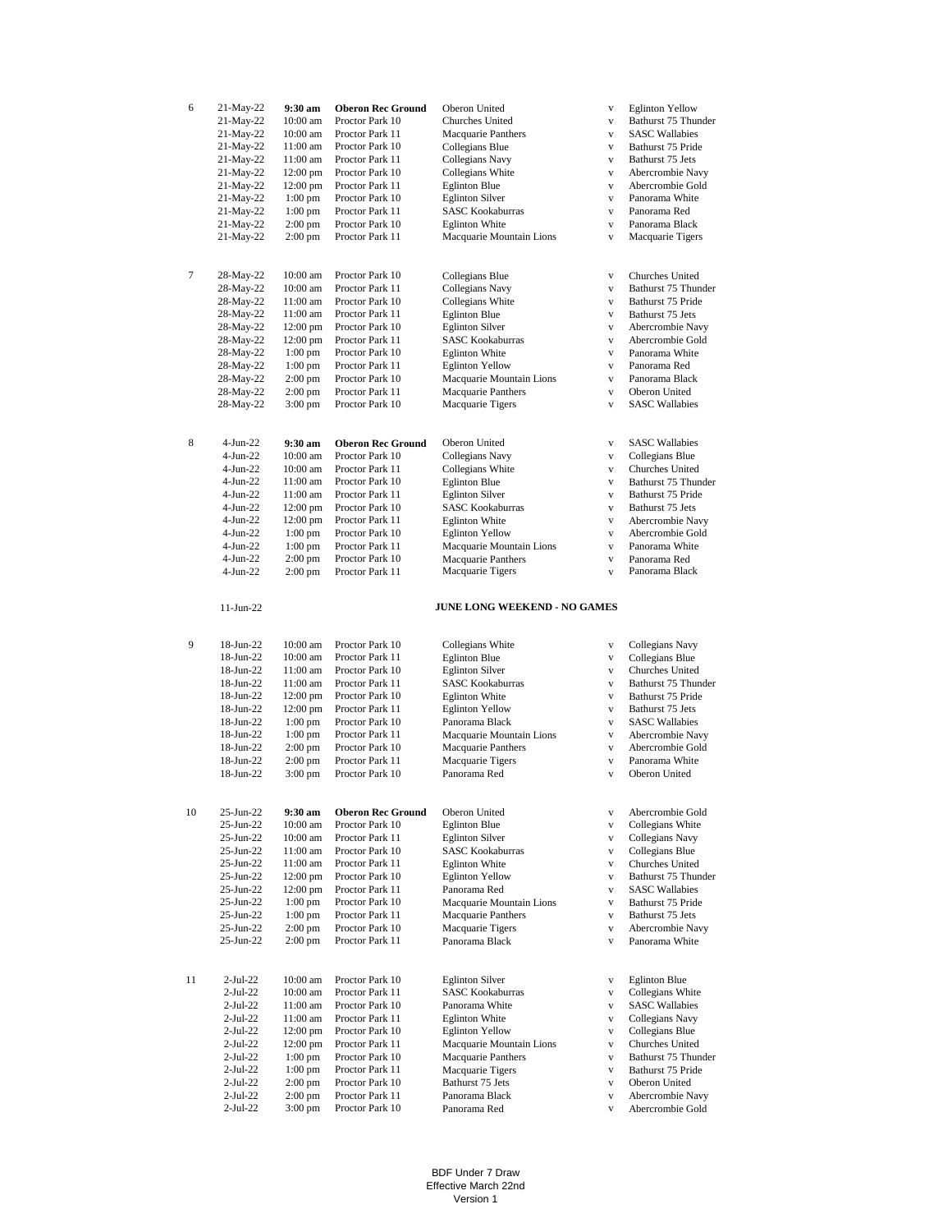| Round | Date | Time | Venue | Home | | Away |
|---|---|---|---|---|---|---|
| 6 | 21-May-22 | **9:30 am** | **Oberon Rec Ground** | Oberon United | v | Eglinton Yellow |
| | 21-May-22 | 10:00 am | Proctor Park 10 | Churches United | v | Bathurst 75 Thunder |
| | 21-May-22 | 10:00 am | Proctor Park 11 | Macquarie Panthers | v | SASC Wallabies |
| | 21-May-22 | 11:00 am | Proctor Park 10 | Collegians Blue | v | Bathurst 75 Pride |
| | 21-May-22 | 11:00 am | Proctor Park 11 | Collegians Navy | v | Bathurst 75 Jets |
| | 21-May-22 | 12:00 pm | Proctor Park 10 | Collegians White | v | Abercrombie Navy |
| | 21-May-22 | 12:00 pm | Proctor Park 11 | Eglinton Blue | v | Abercrombie Gold |
| | 21-May-22 | 1:00 pm | Proctor Park 10 | Eglinton Silver | v | Panorama White |
| | 21-May-22 | 1:00 pm | Proctor Park 11 | SASC Kookaburras | v | Panorama Red |
| | 21-May-22 | 2:00 pm | Proctor Park 10 | Eglinton White | v | Panorama Black |
| | 21-May-22 | 2:00 pm | Proctor Park 11 | Macquarie Mountain Lions | v | Macquarie Tigers |
| 7 | 28-May-22 | 10:00 am | Proctor Park 10 | Collegians Blue | v | Churches United |
| | 28-May-22 | 10:00 am | Proctor Park 11 | Collegians Navy | v | Bathurst 75 Thunder |
| | 28-May-22 | 11:00 am | Proctor Park 10 | Collegians White | v | Bathurst 75 Pride |
| | 28-May-22 | 11:00 am | Proctor Park 11 | Eglinton Blue | v | Bathurst 75 Jets |
| | 28-May-22 | 12:00 pm | Proctor Park 10 | Eglinton Silver | v | Abercrombie Navy |
| | 28-May-22 | 12:00 pm | Proctor Park 11 | SASC Kookaburras | v | Abercrombie Gold |
| | 28-May-22 | 1:00 pm | Proctor Park 10 | Eglinton White | v | Panorama White |
| | 28-May-22 | 1:00 pm | Proctor Park 11 | Eglinton Yellow | v | Panorama Red |
| | 28-May-22 | 2:00 pm | Proctor Park 10 | Macquarie Mountain Lions | v | Panorama Black |
| | 28-May-22 | 2:00 pm | Proctor Park 11 | Macquarie Panthers | v | Oberon United |
| | 28-May-22 | 3:00 pm | Proctor Park 10 | Macquarie Tigers | v | SASC Wallabies |
| 8 | 4-Jun-22 | **9:30 am** | **Oberon Rec Ground** | Oberon United | v | SASC Wallabies |
| | 4-Jun-22 | 10:00 am | Proctor Park 10 | Collegians Navy | v | Collegians Blue |
| | 4-Jun-22 | 10:00 am | Proctor Park 11 | Collegians White | v | Churches United |
| | 4-Jun-22 | 11:00 am | Proctor Park 10 | Eglinton Blue | v | Bathurst 75 Thunder |
| | 4-Jun-22 | 11:00 am | Proctor Park 11 | Eglinton Silver | v | Bathurst 75 Pride |
| | 4-Jun-22 | 12:00 pm | Proctor Park 10 | SASC Kookaburras | v | Bathurst 75 Jets |
| | 4-Jun-22 | 12:00 pm | Proctor Park 11 | Eglinton White | v | Abercrombie Navy |
| | 4-Jun-22 | 1:00 pm | Proctor Park 10 | Eglinton Yellow | v | Abercrombie Gold |
| | 4-Jun-22 | 1:00 pm | Proctor Park 11 | Macquarie Mountain Lions | v | Panorama White |
| | 4-Jun-22 | 2:00 pm | Proctor Park 10 | Macquarie Panthers | v | Panorama Red |
| | 4-Jun-22 | 2:00 pm | Proctor Park 11 | Macquarie Tigers | v | Panorama Black |
| | 11-Jun-22 | | | **JUNE LONG WEEKEND - NO GAMES** | | |
| 9 | 18-Jun-22 | 10:00 am | Proctor Park 10 | Collegians White | v | Collegians Navy |
| | 18-Jun-22 | 10:00 am | Proctor Park 11 | Eglinton Blue | v | Collegians Blue |
| | 18-Jun-22 | 11:00 am | Proctor Park 10 | Eglinton Silver | v | Churches United |
| | 18-Jun-22 | 11:00 am | Proctor Park 11 | SASC Kookaburras | v | Bathurst 75 Thunder |
| | 18-Jun-22 | 12:00 pm | Proctor Park 10 | Eglinton White | v | Bathurst 75 Pride |
| | 18-Jun-22 | 12:00 pm | Proctor Park 11 | Eglinton Yellow | v | Bathurst 75 Jets |
| | 18-Jun-22 | 1:00 pm | Proctor Park 10 | Panorama Black | v | SASC Wallabies |
| | 18-Jun-22 | 1:00 pm | Proctor Park 11 | Macquarie Mountain Lions | v | Abercrombie Navy |
| | 18-Jun-22 | 2:00 pm | Proctor Park 10 | Macquarie Panthers | v | Abercrombie Gold |
| | 18-Jun-22 | 2:00 pm | Proctor Park 11 | Macquarie Tigers | v | Panorama White |
| | 18-Jun-22 | 3:00 pm | Proctor Park 10 | Panorama Red | v | Oberon United |
| 10 | 25-Jun-22 | **9:30 am** | **Oberon Rec Ground** | Oberon United | v | Abercrombie Gold |
| | 25-Jun-22 | 10:00 am | Proctor Park 10 | Eglinton Blue | v | Collegians White |
| | 25-Jun-22 | 10:00 am | Proctor Park 11 | Eglinton Silver | v | Collegians Navy |
| | 25-Jun-22 | 11:00 am | Proctor Park 10 | SASC Kookaburras | v | Collegians Blue |
| | 25-Jun-22 | 11:00 am | Proctor Park 11 | Eglinton White | v | Churches United |
| | 25-Jun-22 | 12:00 pm | Proctor Park 10 | Eglinton Yellow | v | Bathurst 75 Thunder |
| | 25-Jun-22 | 12:00 pm | Proctor Park 11 | Panorama Red | v | SASC Wallabies |
| | 25-Jun-22 | 1:00 pm | Proctor Park 10 | Macquarie Mountain Lions | v | Bathurst 75 Pride |
| | 25-Jun-22 | 1:00 pm | Proctor Park 11 | Macquarie Panthers | v | Bathurst 75 Jets |
| | 25-Jun-22 | 2:00 pm | Proctor Park 10 | Macquarie Tigers | v | Abercrombie Navy |
| | 25-Jun-22 | 2:00 pm | Proctor Park 11 | Panorama Black | v | Panorama White |
| 11 | 2-Jul-22 | 10:00 am | Proctor Park 10 | Eglinton Silver | v | Eglinton Blue |
| | 2-Jul-22 | 10:00 am | Proctor Park 11 | SASC Kookaburras | v | Collegians White |
| | 2-Jul-22 | 11:00 am | Proctor Park 10 | Panorama White | v | SASC Wallabies |
| | 2-Jul-22 | 11:00 am | Proctor Park 11 | Eglinton White | v | Collegians Navy |
| | 2-Jul-22 | 12:00 pm | Proctor Park 10 | Eglinton Yellow | v | Collegians Blue |
| | 2-Jul-22 | 12:00 pm | Proctor Park 11 | Macquarie Mountain Lions | v | Churches United |
| | 2-Jul-22 | 1:00 pm | Proctor Park 10 | Macquarie Panthers | v | Bathurst 75 Thunder |
| | 2-Jul-22 | 1:00 pm | Proctor Park 11 | Macquarie Tigers | v | Bathurst 75 Pride |
| | 2-Jul-22 | 2:00 pm | Proctor Park 10 | Bathurst 75 Jets | v | Oberon United |
| | 2-Jul-22 | 2:00 pm | Proctor Park 11 | Panorama Black | v | Abercrombie Navy |
| | 2-Jul-22 | 3:00 pm | Proctor Park 10 | Panorama Red | v | Abercrombie Gold |

BDF Under 7 Draw
Effective March 22nd
Version 1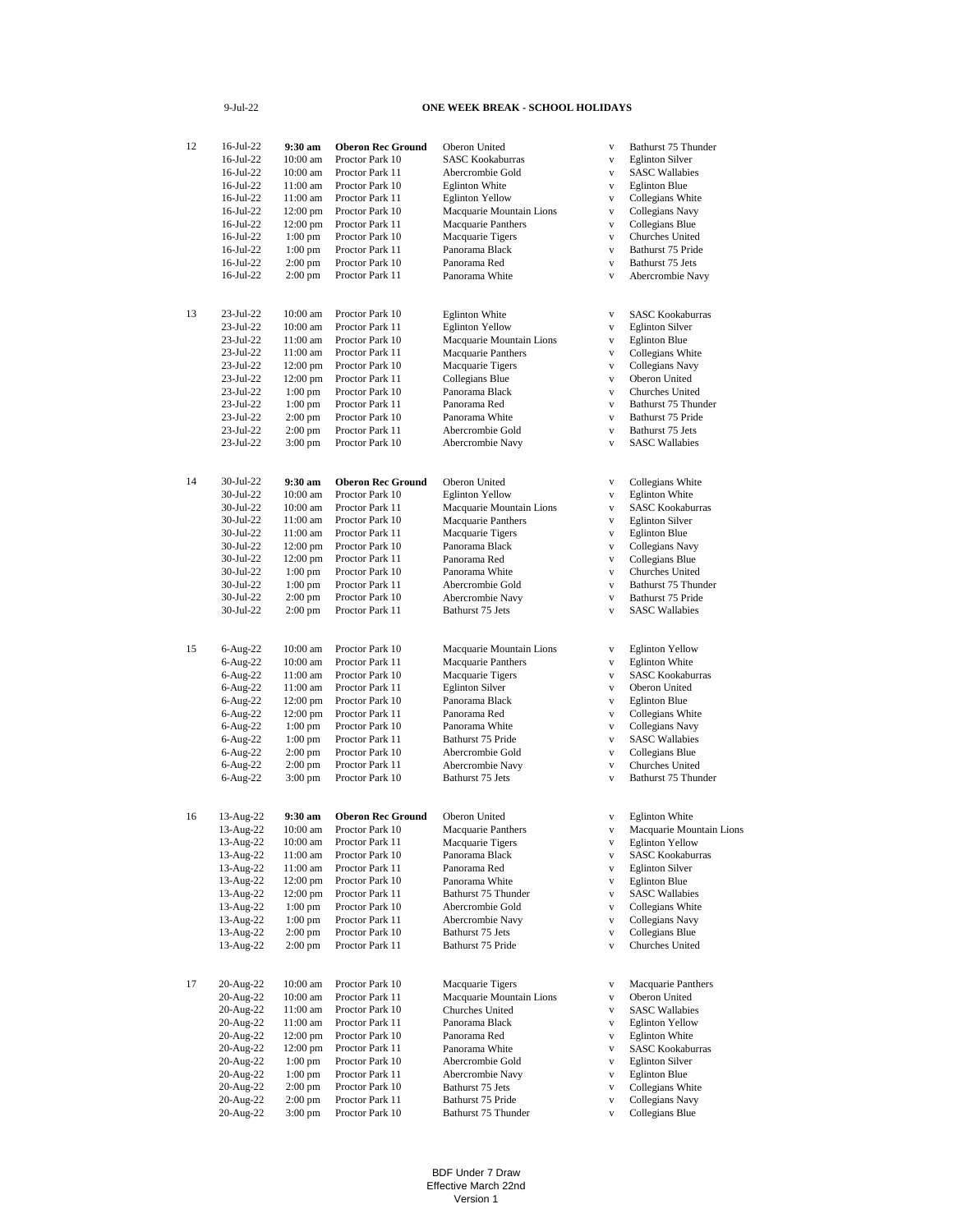| | Date | Time | Venue | Home | | Away |
|---|---|---|---|---|---|---|
| | 9-Jul-22 | | **ONE WEEK BREAK - SCHOOL HOLIDAYS** | | | |
| 12 | 16-Jul-22 | **9:30 am** | **Oberon Rec Ground** | Oberon United | v | Bathurst 75 Thunder |
| | 16-Jul-22 | 10:00 am | Proctor Park 10 | SASC Kookaburras | v | Eglinton Silver |
| | 16-Jul-22 | 10:00 am | Proctor Park 11 | Abercrombie Gold | v | SASC Wallabies |
| | 16-Jul-22 | 11:00 am | Proctor Park 10 | Eglinton White | v | Eglinton Blue |
| | 16-Jul-22 | 11:00 am | Proctor Park 11 | Eglinton Yellow | v | Collegians White |
| | 16-Jul-22 | 12:00 pm | Proctor Park 10 | Macquarie Mountain Lions | v | Collegians Navy |
| | 16-Jul-22 | 12:00 pm | Proctor Park 11 | Macquarie Panthers | v | Collegians Blue |
| | 16-Jul-22 | 1:00 pm | Proctor Park 10 | Macquarie Tigers | v | Churches United |
| | 16-Jul-22 | 1:00 pm | Proctor Park 11 | Panorama Black | v | Bathurst 75 Pride |
| | 16-Jul-22 | 2:00 pm | Proctor Park 10 | Panorama Red | v | Bathurst 75 Jets |
| | 16-Jul-22 | 2:00 pm | Proctor Park 11 | Panorama White | v | Abercrombie Navy |
| 13 | 23-Jul-22 | 10:00 am | Proctor Park 10 | Eglinton White | v | SASC Kookaburras |
| | 23-Jul-22 | 10:00 am | Proctor Park 11 | Eglinton Yellow | v | Eglinton Silver |
| | 23-Jul-22 | 11:00 am | Proctor Park 10 | Macquarie Mountain Lions | v | Eglinton Blue |
| | 23-Jul-22 | 11:00 am | Proctor Park 11 | Macquarie Panthers | v | Collegians White |
| | 23-Jul-22 | 12:00 pm | Proctor Park 10 | Macquarie Tigers | v | Collegians Navy |
| | 23-Jul-22 | 12:00 pm | Proctor Park 11 | Collegians Blue | v | Oberon United |
| | 23-Jul-22 | 1:00 pm | Proctor Park 10 | Panorama Black | v | Churches United |
| | 23-Jul-22 | 1:00 pm | Proctor Park 11 | Panorama Red | v | Bathurst 75 Thunder |
| | 23-Jul-22 | 2:00 pm | Proctor Park 10 | Panorama White | v | Bathurst 75 Pride |
| | 23-Jul-22 | 2:00 pm | Proctor Park 11 | Abercrombie Gold | v | Bathurst 75 Jets |
| | 23-Jul-22 | 3:00 pm | Proctor Park 10 | Abercrombie Navy | v | SASC Wallabies |
| 14 | 30-Jul-22 | **9:30 am** | **Oberon Rec Ground** | Oberon United | v | Collegians White |
| | 30-Jul-22 | 10:00 am | Proctor Park 10 | Eglinton Yellow | v | Eglinton White |
| | 30-Jul-22 | 10:00 am | Proctor Park 11 | Macquarie Mountain Lions | v | SASC Kookaburras |
| | 30-Jul-22 | 11:00 am | Proctor Park 10 | Macquarie Panthers | v | Eglinton Silver |
| | 30-Jul-22 | 11:00 am | Proctor Park 11 | Macquarie Tigers | v | Eglinton Blue |
| | 30-Jul-22 | 12:00 pm | Proctor Park 10 | Panorama Black | v | Collegians Navy |
| | 30-Jul-22 | 12:00 pm | Proctor Park 11 | Panorama Red | v | Collegians Blue |
| | 30-Jul-22 | 1:00 pm | Proctor Park 10 | Panorama White | v | Churches United |
| | 30-Jul-22 | 1:00 pm | Proctor Park 11 | Abercrombie Gold | v | Bathurst 75 Thunder |
| | 30-Jul-22 | 2:00 pm | Proctor Park 10 | Abercrombie Navy | v | Bathurst 75 Pride |
| | 30-Jul-22 | 2:00 pm | Proctor Park 11 | Bathurst 75 Jets | v | SASC Wallabies |
| 15 | 6-Aug-22 | 10:00 am | Proctor Park 10 | Macquarie Mountain Lions | v | Eglinton Yellow |
| | 6-Aug-22 | 10:00 am | Proctor Park 11 | Macquarie Panthers | v | Eglinton White |
| | 6-Aug-22 | 11:00 am | Proctor Park 10 | Macquarie Tigers | v | SASC Kookaburras |
| | 6-Aug-22 | 11:00 am | Proctor Park 11 | Eglinton Silver | v | Oberon United |
| | 6-Aug-22 | 12:00 pm | Proctor Park 10 | Panorama Black | v | Eglinton Blue |
| | 6-Aug-22 | 12:00 pm | Proctor Park 11 | Panorama Red | v | Collegians White |
| | 6-Aug-22 | 1:00 pm | Proctor Park 10 | Panorama White | v | Collegians Navy |
| | 6-Aug-22 | 1:00 pm | Proctor Park 11 | Bathurst 75 Pride | v | SASC Wallabies |
| | 6-Aug-22 | 2:00 pm | Proctor Park 10 | Abercrombie Gold | v | Collegians Blue |
| | 6-Aug-22 | 2:00 pm | Proctor Park 11 | Abercrombie Navy | v | Churches United |
| | 6-Aug-22 | 3:00 pm | Proctor Park 10 | Bathurst 75 Jets | v | Bathurst 75 Thunder |
| 16 | 13-Aug-22 | **9:30 am** | **Oberon Rec Ground** | Oberon United | v | Eglinton White |
| | 13-Aug-22 | 10:00 am | Proctor Park 10 | Macquarie Panthers | v | Macquarie Mountain Lions |
| | 13-Aug-22 | 10:00 am | Proctor Park 11 | Macquarie Tigers | v | Eglinton Yellow |
| | 13-Aug-22 | 11:00 am | Proctor Park 10 | Panorama Black | v | SASC Kookaburras |
| | 13-Aug-22 | 11:00 am | Proctor Park 11 | Panorama Red | v | Eglinton Silver |
| | 13-Aug-22 | 12:00 pm | Proctor Park 10 | Panorama White | v | Eglinton Blue |
| | 13-Aug-22 | 12:00 pm | Proctor Park 11 | Bathurst 75 Thunder | v | SASC Wallabies |
| | 13-Aug-22 | 1:00 pm | Proctor Park 10 | Abercrombie Gold | v | Collegians White |
| | 13-Aug-22 | 1:00 pm | Proctor Park 11 | Abercrombie Navy | v | Collegians Navy |
| | 13-Aug-22 | 2:00 pm | Proctor Park 10 | Bathurst 75 Jets | v | Collegians Blue |
| | 13-Aug-22 | 2:00 pm | Proctor Park 11 | Bathurst 75 Pride | v | Churches United |
| 17 | 20-Aug-22 | 10:00 am | Proctor Park 10 | Macquarie Tigers | v | Macquarie Panthers |
| | 20-Aug-22 | 10:00 am | Proctor Park 11 | Macquarie Mountain Lions | v | Oberon United |
| | 20-Aug-22 | 11:00 am | Proctor Park 10 | Churches United | v | SASC Wallabies |
| | 20-Aug-22 | 11:00 am | Proctor Park 11 | Panorama Black | v | Eglinton Yellow |
| | 20-Aug-22 | 12:00 pm | Proctor Park 10 | Panorama Red | v | Eglinton White |
| | 20-Aug-22 | 12:00 pm | Proctor Park 11 | Panorama White | v | SASC Kookaburras |
| | 20-Aug-22 | 1:00 pm | Proctor Park 10 | Abercrombie Gold | v | Eglinton Silver |
| | 20-Aug-22 | 1:00 pm | Proctor Park 11 | Abercrombie Navy | v | Eglinton Blue |
| | 20-Aug-22 | 2:00 pm | Proctor Park 10 | Bathurst 75 Jets | v | Collegians White |
| | 20-Aug-22 | 2:00 pm | Proctor Park 11 | Bathurst 75 Pride | v | Collegians Navy |
| | 20-Aug-22 | 3:00 pm | Proctor Park 10 | Bathurst 75 Thunder | v | Collegians Blue |

BDF Under 7 Draw
Effective March 22nd
Version 1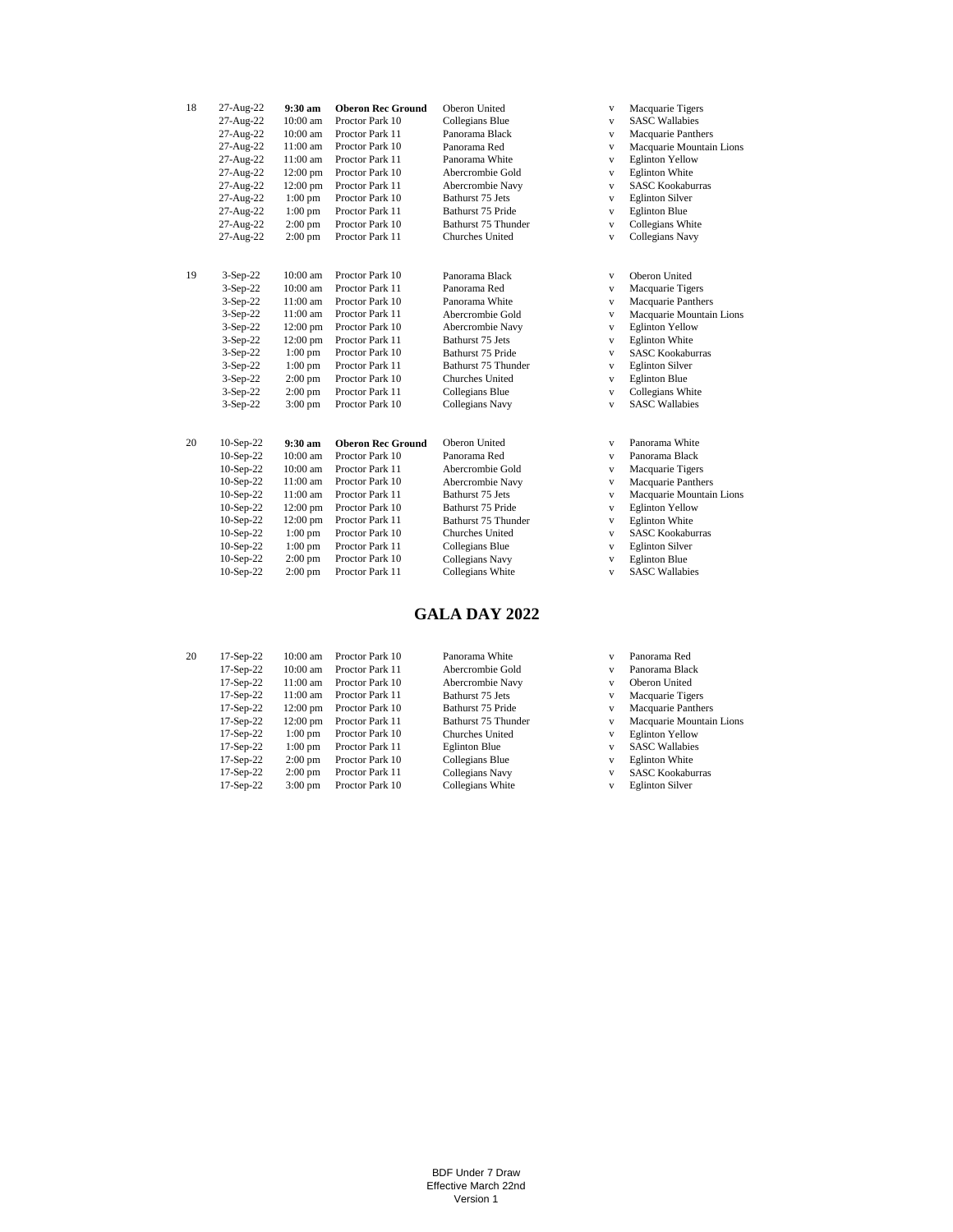| | | | | | | |
|---|---|---|---|---|---|---|
| 18 | 27-Aug-22 | **9:30 am** | **Oberon Rec Ground** | Oberon United | v | Macquarie Tigers |
| | 27-Aug-22 | 10:00 am | Proctor Park 10 | Collegians Blue | v | SASC Wallabies |
| | 27-Aug-22 | 10:00 am | Proctor Park 11 | Panorama Black | v | Macquarie Panthers |
| | 27-Aug-22 | 11:00 am | Proctor Park 10 | Panorama Red | v | Macquarie Mountain Lions |
| | 27-Aug-22 | 11:00 am | Proctor Park 11 | Panorama White | v | Eglinton Yellow |
| | 27-Aug-22 | 12:00 pm | Proctor Park 10 | Abercrombie Gold | v | Eglinton White |
| | 27-Aug-22 | 12:00 pm | Proctor Park 11 | Abercrombie Navy | v | SASC Kookaburras |
| | 27-Aug-22 | 1:00 pm | Proctor Park 10 | Bathurst 75 Jets | v | Eglinton Silver |
| | 27-Aug-22 | 1:00 pm | Proctor Park 11 | Bathurst 75 Pride | v | Eglinton Blue |
| | 27-Aug-22 | 2:00 pm | Proctor Park 10 | Bathurst 75 Thunder | v | Collegians White |
| | 27-Aug-22 | 2:00 pm | Proctor Park 11 | Churches United | v | Collegians Navy |
| | | | | | | |
| 19 | 3-Sep-22 | 10:00 am | Proctor Park 10 | Panorama Black | v | Oberon United |
| | 3-Sep-22 | 10:00 am | Proctor Park 11 | Panorama Red | v | Macquarie Tigers |
| | 3-Sep-22 | 11:00 am | Proctor Park 10 | Panorama White | v | Macquarie Panthers |
| | 3-Sep-22 | 11:00 am | Proctor Park 11 | Abercrombie Gold | v | Macquarie Mountain Lions |
| | 3-Sep-22 | 12:00 pm | Proctor Park 10 | Abercrombie Navy | v | Eglinton Yellow |
| | 3-Sep-22 | 12:00 pm | Proctor Park 11 | Bathurst 75 Jets | v | Eglinton White |
| | 3-Sep-22 | 1:00 pm | Proctor Park 10 | Bathurst 75 Pride | v | SASC Kookaburras |
| | 3-Sep-22 | 1:00 pm | Proctor Park 11 | Bathurst 75 Thunder | v | Eglinton Silver |
| | 3-Sep-22 | 2:00 pm | Proctor Park 10 | Churches United | v | Eglinton Blue |
| | 3-Sep-22 | 2:00 pm | Proctor Park 11 | Collegians Blue | v | Collegians White |
| | 3-Sep-22 | 3:00 pm | Proctor Park 10 | Collegians Navy | v | SASC Wallabies |
| | | | | | | |
| 20 | 10-Sep-22 | **9:30 am** | **Oberon Rec Ground** | Oberon United | v | Panorama White |
| | 10-Sep-22 | 10:00 am | Proctor Park 10 | Panorama Red | v | Panorama Black |
| | 10-Sep-22 | 10:00 am | Proctor Park 11 | Abercrombie Gold | v | Macquarie Tigers |
| | 10-Sep-22 | 11:00 am | Proctor Park 10 | Abercrombie Navy | v | Macquarie Panthers |
| | 10-Sep-22 | 11:00 am | Proctor Park 11 | Bathurst 75 Jets | v | Macquarie Mountain Lions |
| | 10-Sep-22 | 12:00 pm | Proctor Park 10 | Bathurst 75 Pride | v | Eglinton Yellow |
| | 10-Sep-22 | 12:00 pm | Proctor Park 11 | Bathurst 75 Thunder | v | Eglinton White |
| | 10-Sep-22 | 1:00 pm | Proctor Park 10 | Churches United | v | SASC Kookaburras |
| | 10-Sep-22 | 1:00 pm | Proctor Park 11 | Collegians Blue | v | Eglinton Silver |
| | 10-Sep-22 | 2:00 pm | Proctor Park 10 | Collegians Navy | v | Eglinton Blue |
| | 10-Sep-22 | 2:00 pm | Proctor Park 11 | Collegians White | v | SASC Wallabies |

## GALA DAY 2022

| | | | | | | |
|---|---|---|---|---|---|---|
| 20 | 17-Sep-22 | 10:00 am | Proctor Park 10 | Panorama White | v | Panorama Red |
| | 17-Sep-22 | 10:00 am | Proctor Park 11 | Abercrombie Gold | v | Panorama Black |
| | 17-Sep-22 | 11:00 am | Proctor Park 10 | Abercrombie Navy | v | Oberon United |
| | 17-Sep-22 | 11:00 am | Proctor Park 11 | Bathurst 75 Jets | v | Macquarie Tigers |
| | 17-Sep-22 | 12:00 pm | Proctor Park 10 | Bathurst 75 Pride | v | Macquarie Panthers |
| | 17-Sep-22 | 12:00 pm | Proctor Park 11 | Bathurst 75 Thunder | v | Macquarie Mountain Lions |
| | 17-Sep-22 | 1:00 pm | Proctor Park 10 | Churches United | v | Eglinton Yellow |
| | 17-Sep-22 | 1:00 pm | Proctor Park 11 | Eglinton Blue | v | SASC Wallabies |
| | 17-Sep-22 | 2:00 pm | Proctor Park 10 | Collegians Blue | v | Eglinton White |
| | 17-Sep-22 | 2:00 pm | Proctor Park 11 | Collegians Navy | v | SASC Kookaburras |
| | 17-Sep-22 | 3:00 pm | Proctor Park 10 | Collegians White | v | Eglinton Silver |